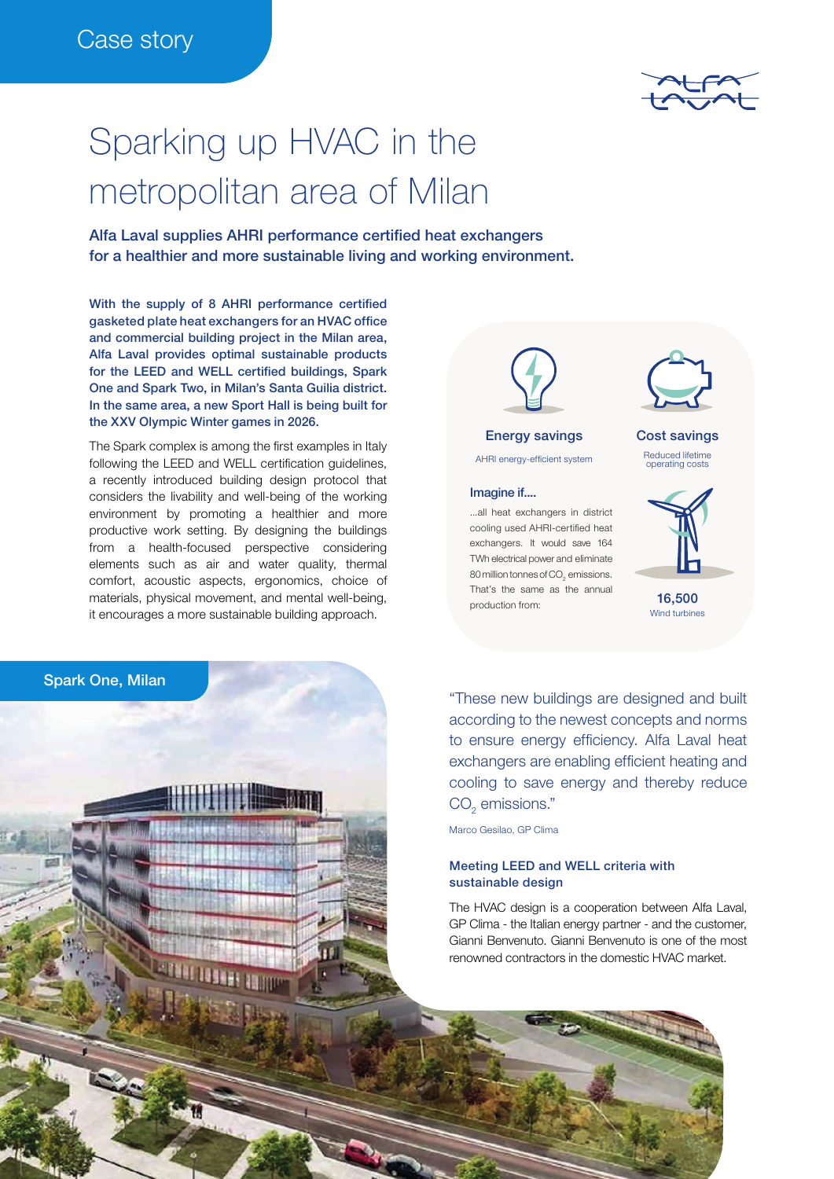Case story

# Sparking up HVAC in the metropolitan area of Milan

**Alfa Laval supplies AHRI performance certified heat exchangers for a healthier and more sustainable living and working environment.**

**With the supply of 8 AHRI performance certified gasketed plate heat exchangers for an HVAC office and commercial building project in the Milan area, Alfa Laval provides optimal sustainable products for the LEED and WELL certified buildings, Spark One and Spark Two, in Milan's Santa Guilia district. In the same area, a new Sport Hall is being built for the XXV Olympic Winter games in 2026.**

The Spark complex is among the first examples in Italy following the LEED and WELL certification guidelines, a recently introduced building design protocol that considers the livability and well-being of the working environment by promoting a healthier and more productive work setting. By designing the buildings from a health-focused perspective considering elements such as air and water quality, thermal comfort, acoustic aspects, ergonomics, choice of materials, physical movement, and mental well-being, it encourages a more sustainable building approach.

**Energy savings**

AHRI energy-efficient system

**Cost savings**

Reduced lifetime operating costs

**Imagine if....**

...all heat exchangers in district cooling used AHRI-certified heat exchangers. It would save 164 TWh electrical power and eliminate 80 million tonnes of $CO_2$ emissions. That's the same as the annual production from:

**16,500**

Wind turbines

Spark One, Milan

"These new buildings are designed and built according to the newest concepts and norms to ensure energy efficiency. Alfa Laval heat exchangers are enabling efficient heating and cooling to save energy and thereby reduce $CO_2$ emissions."

Marco Gesilao, GP Clima

### Meeting LEED and WELL criteria with sustainable design

The HVAC design is a cooperation between Alfa Laval, GP Clima - the Italian energy partner - and the customer, Gianni Benvenuto. Gianni Benvenuto is one of the most renowned contractors in the domestic HVAC market.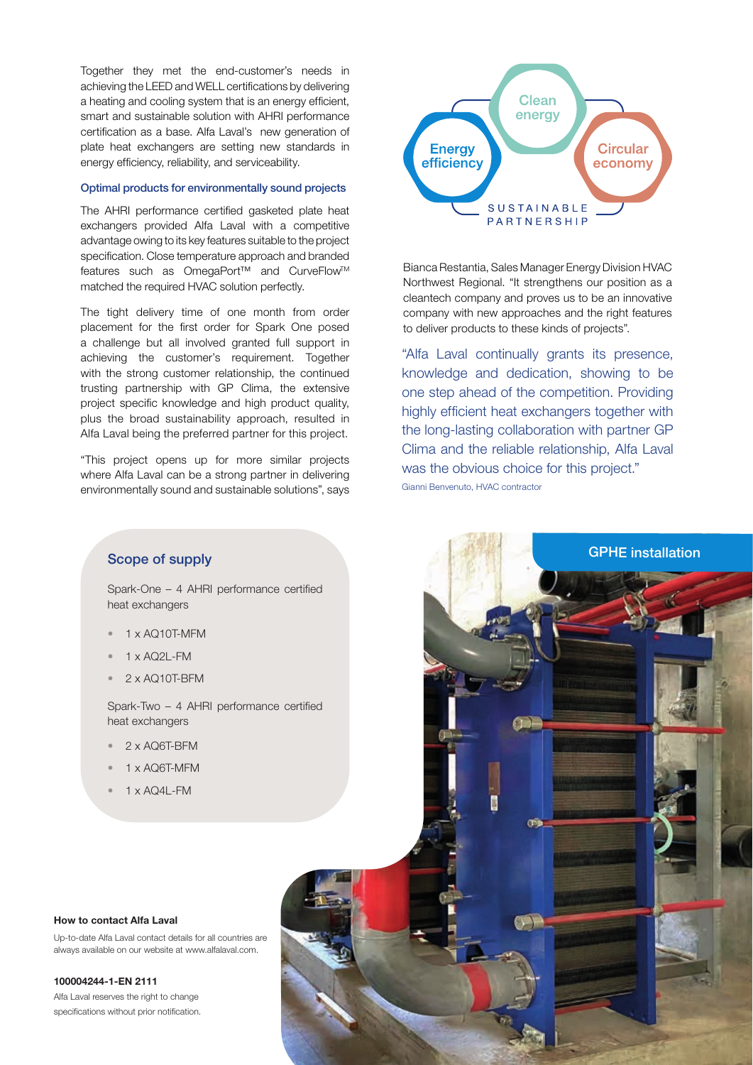Together they met the end-customer's needs in achieving the LEED and WELL certifications by delivering a heating and cooling system that is an energy efficient, smart and sustainable solution with AHRI performance certification as a base. Alfa Laval's new generation of plate heat exchangers are setting new standards in energy efficiency, reliability, and serviceability.

### Optimal products for environmentally sound projects

The AHRI performance certified gasketed plate heat exchangers provided Alfa Laval with a competitive advantage owing to its key features suitable to the project specification. Close temperature approach and branded features such as OmegaPort™ and CurveFlow™ matched the required HVAC solution perfectly.

The tight delivery time of one month from order placement for the first order for Spark One posed a challenge but all involved granted full support in achieving the customer's requirement. Together with the strong customer relationship, the continued trusting partnership with GP Clima, the extensive project specific knowledge and high product quality, plus the broad sustainability approach, resulted in Alfa Laval being the preferred partner for this project.

"This project opens up for more similar projects where Alfa Laval can be a strong partner in delivering environmentally sound and sustainable solutions", says Bianca Restantia, Sales Manager Energy Division HVAC Northwest Regional. "It strengthens our position as a cleantech company and proves us to be an innovative company with new approaches and the right features to deliver products to these kinds of projects".

Clean energy
Energy efficiency
Circular economy
SUSTAINABLE PARTNERSHIP

"Alfa Laval continually grants its presence, knowledge and dedication, showing to be one step ahead of the competition. Providing highly efficient heat exchangers together with the long-lasting collaboration with partner GP Clima and the reliable relationship, Alfa Laval was the obvious choice for this project."

Gianni Benvenuto, HVAC contractor

### Scope of supply

Spark-One – 4 AHRI performance certified heat exchangers

- 1 x AQ10T-MFM
- 1 x AQ2L-FM
- 2 x AQ10T-BFM

Spark-Two – 4 AHRI performance certified heat exchangers

- 2 x AQ6T-BFM
- 1 x AQ6T-MFM
- 1 x AQ4L-FM

GPHE installation

**How to contact Alfa Laval**

Up-to-date Alfa Laval contact details for all countries are always available on our website at www.alfalaval.com.

**100004244-1-EN 2111**

Alfa Laval reserves the right to change specifications without prior notification.